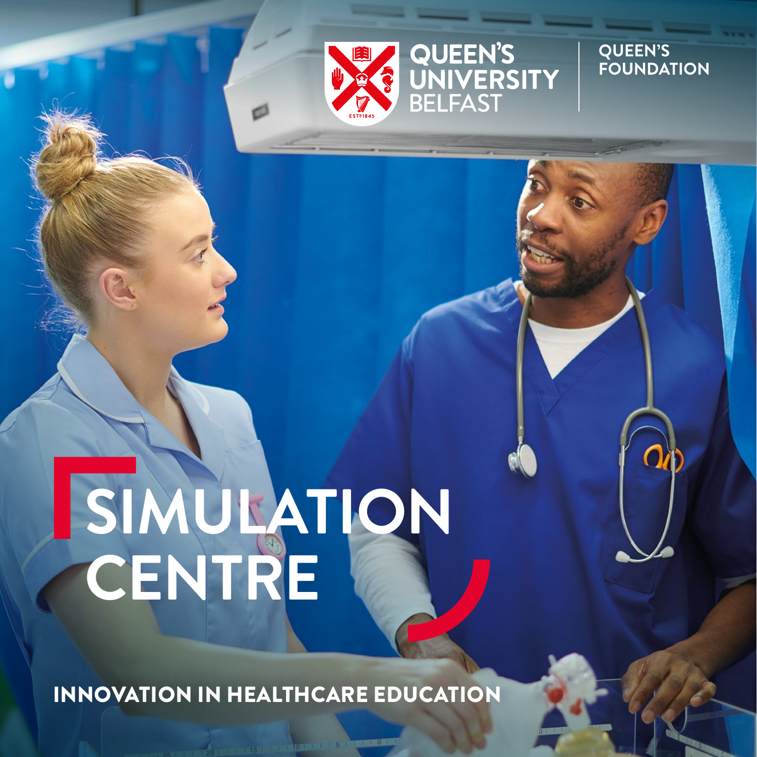QUEEN'S UNIVERSITY BELFAST

QUEEN'S FOUNDATION

# SIMULATION CENTRE

INNOVATION IN HEALTHCARE EDUCATION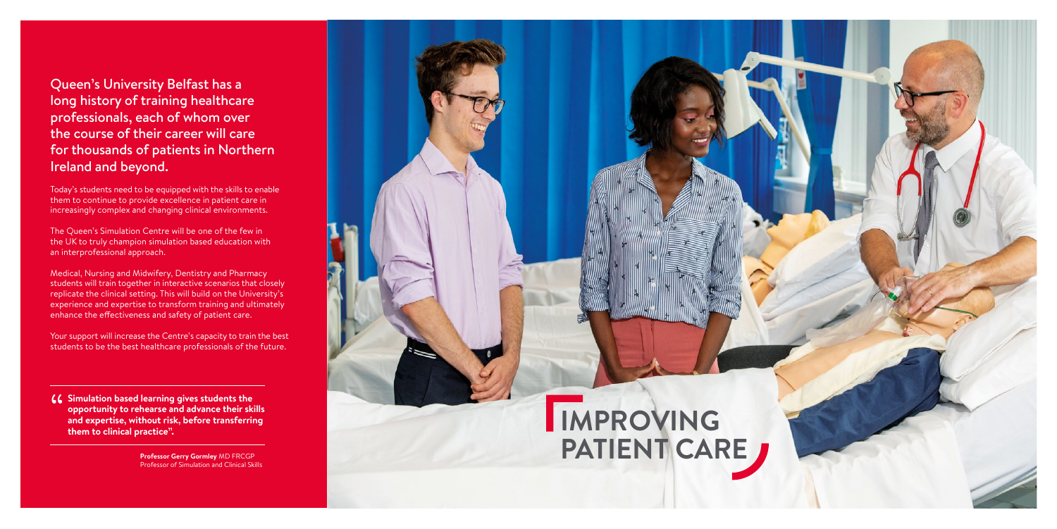Queen's University Belfast has a long history of training healthcare professionals, each of whom over the course of their career will care for thousands of patients in Northern Ireland and beyond.

Today's students need to be equipped with the skills to enable them to continue to provide excellence in patient care in increasingly complex and changing clinical environments.

The Queen's Simulation Centre will be one of the few in the UK to truly champion simulation based education with an interprofessional approach.

Medical, Nursing and Midwifery, Dentistry and Pharmacy students will train together in interactive scenarios that closely replicate the clinical setting. This will build on the University's experience and expertise to transform training and ultimately enhance the effectiveness and safety of patient care.

Your support will increase the Centre's capacity to train the best students to be the best healthcare professionals of the future.

> **"Simulation based learning gives students the opportunity to rehearse and advance their skills and expertise, without risk, before transferring them to clinical practice".**
>
> **Professor Gerry Gormley** MD FRCGP
> Professor of Simulation and Clinical Skills

# IMPROVING PATIENT CARE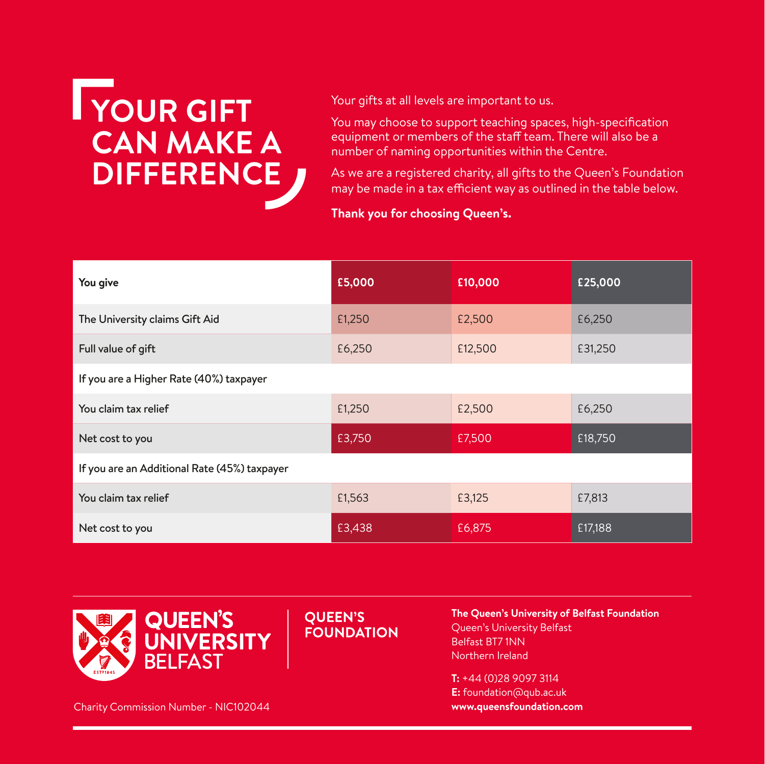# YOUR GIFT CAN MAKE A DIFFERENCE

Your gifts at all levels are important to us.

You may choose to support teaching spaces, high-specification equipment or members of the staff team. There will also be a number of naming opportunities within the Centre.

As we are a registered charity, all gifts to the Queen's Foundation may be made in a tax efficient way as outlined in the table below.

**Thank you for choosing Queen's.**

| You give | £5,000 | £10,000 | £25,000 |
|---|---|---|---|
| The University claims Gift Aid | £1,250 | £2,500 | £6,250 |
| Full value of gift | £6,250 | £12,500 | £31,250 |
| If you are a Higher Rate (40%) taxpayer | | | |
| You claim tax relief | £1,250 | £2,500 | £6,250 |
| Net cost to you | £3,750 | £7,500 | £18,750 |
| If you are an Additional Rate (45%) taxpayer | | | |
| You claim tax relief | £1,563 | £3,125 | £7,813 |
| Net cost to you | £3,438 | £6,875 | £17,188 |

QUEEN'S UNIVERSITY BELFAST

QUEEN'S FOUNDATION

**The Queen's University of Belfast Foundation**
Queen's University Belfast
Belfast BT7 1NN
Northern Ireland

**T:** +44 (0)28 9097 3114
**E:** foundation@qub.ac.uk
**www.queensfoundation.com**

Charity Commission Number - NIC102044